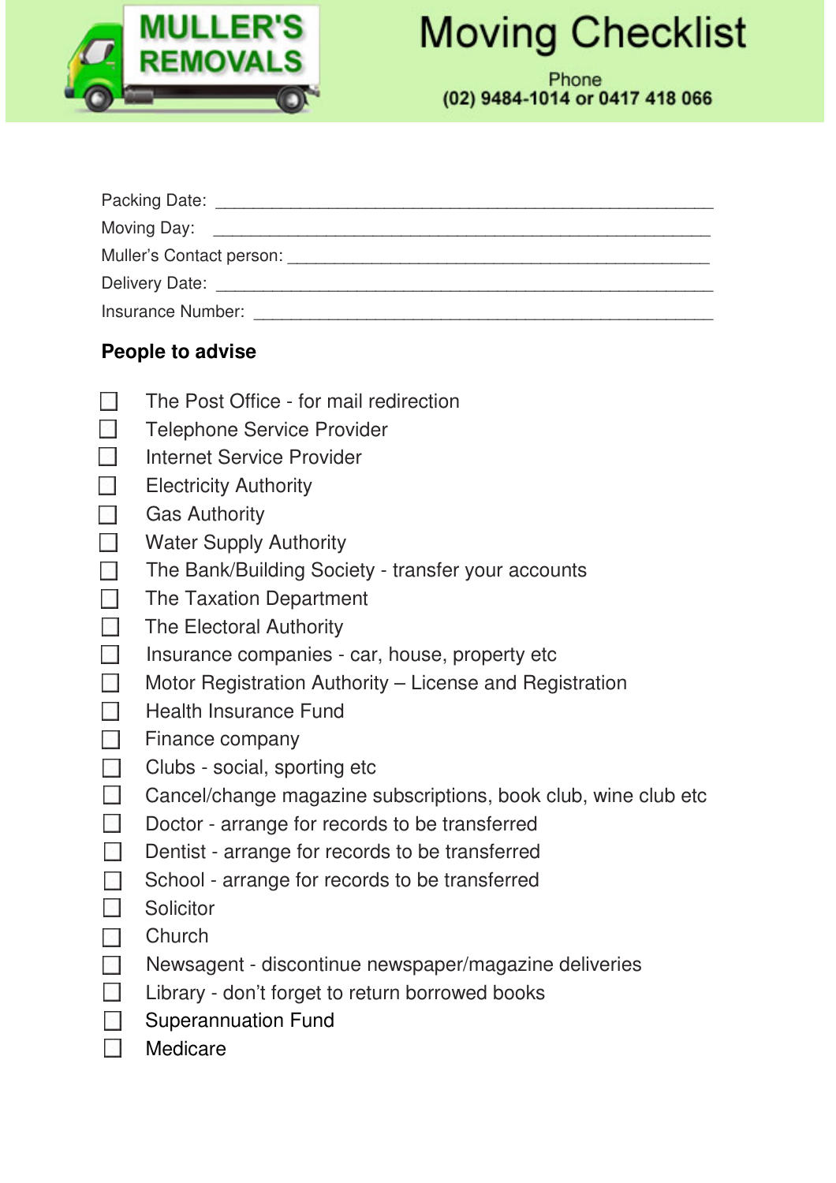MULLER'S REMOVALS

# Moving Checklist

Phone
**(02) 9484-1014 or 0417 418 066**

Packing Date: ______________________________________________

Moving Day: ______________________________________________

Muller's Contact person: ______________________________________________

Delivery Date: ______________________________________________

Insurance Number: ______________________________________________

**People to advise**

- [ ] The Post Office - for mail redirection
- [ ] Telephone Service Provider
- [ ] Internet Service Provider
- [ ] Electricity Authority
- [ ] Gas Authority
- [ ] Water Supply Authority
- [ ] The Bank/Building Society - transfer your accounts
- [ ] The Taxation Department
- [ ] The Electoral Authority
- [ ] Insurance companies - car, house, property etc
- [ ] Motor Registration Authority – License and Registration
- [ ] Health Insurance Fund
- [ ] Finance company
- [ ] Clubs - social, sporting etc
- [ ] Cancel/change magazine subscriptions, book club, wine club etc
- [ ] Doctor - arrange for records to be transferred
- [ ] Dentist - arrange for records to be transferred
- [ ] School - arrange for records to be transferred
- [ ] Solicitor
- [ ] Church
- [ ] Newsagent - discontinue newspaper/magazine deliveries
- [ ] Library - don't forget to return borrowed books
- [ ] Superannuation Fund
- [ ] Medicare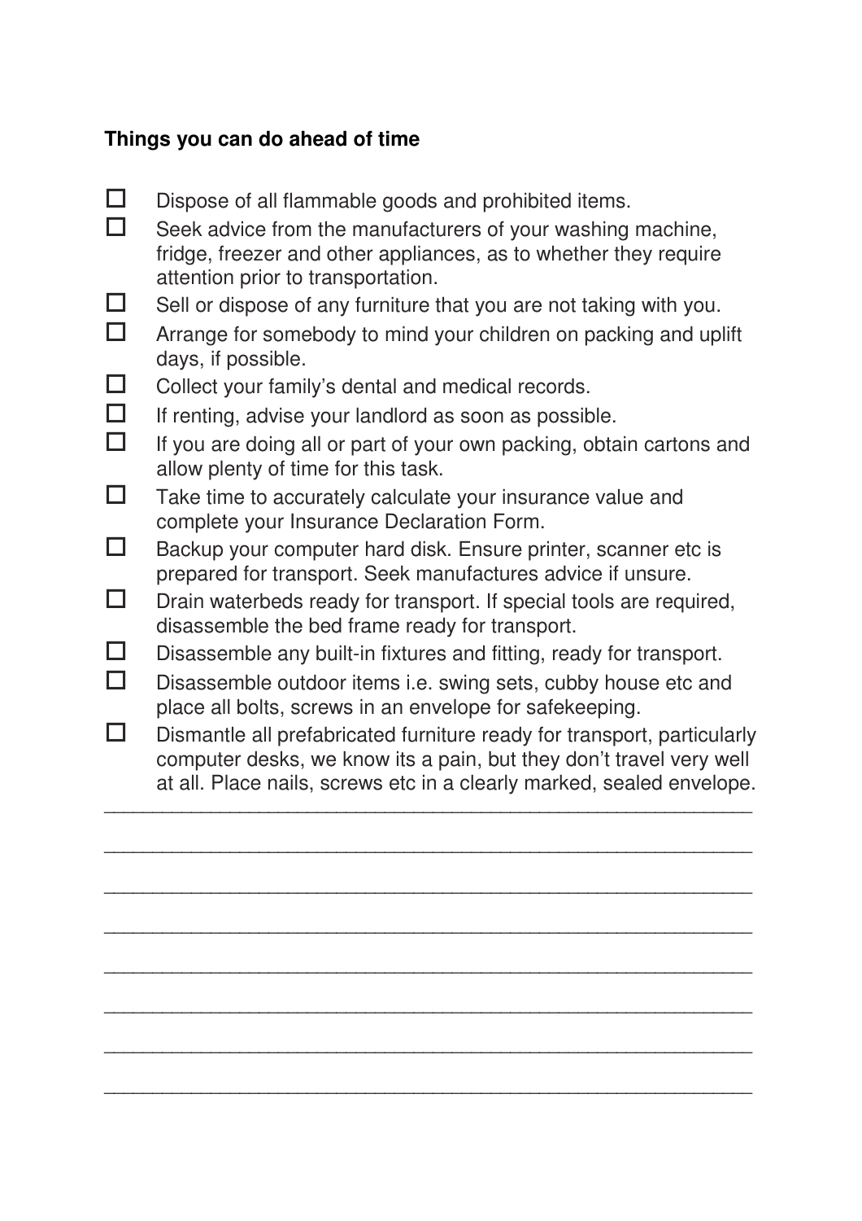**Things you can do ahead of time**

- ☐ Dispose of all flammable goods and prohibited items.
- ☐ Seek advice from the manufacturers of your washing machine, fridge, freezer and other appliances, as to whether they require attention prior to transportation.
- ☐ Sell or dispose of any furniture that you are not taking with you.
- ☐ Arrange for somebody to mind your children on packing and uplift days, if possible.
- ☐ Collect your family's dental and medical records.
- ☐ If renting, advise your landlord as soon as possible.
- ☐ If you are doing all or part of your own packing, obtain cartons and allow plenty of time for this task.
- ☐ Take time to accurately calculate your insurance value and complete your Insurance Declaration Form.
- ☐ Backup your computer hard disk. Ensure printer, scanner etc is prepared for transport. Seek manufactures advice if unsure.
- ☐ Drain waterbeds ready for transport. If special tools are required, disassemble the bed frame ready for transport.
- ☐ Disassemble any built-in fixtures and fitting, ready for transport.
- ☐ Disassemble outdoor items i.e. swing sets, cubby house etc and place all bolts, screws in an envelope for safekeeping.
- ☐ Dismantle all prefabricated furniture ready for transport, particularly computer desks, we know its a pain, but they don't travel very well at all. Place nails, screws etc in a clearly marked, sealed envelope.

______________________________________________________________

______________________________________________________________

______________________________________________________________

______________________________________________________________

______________________________________________________________

______________________________________________________________

______________________________________________________________

______________________________________________________________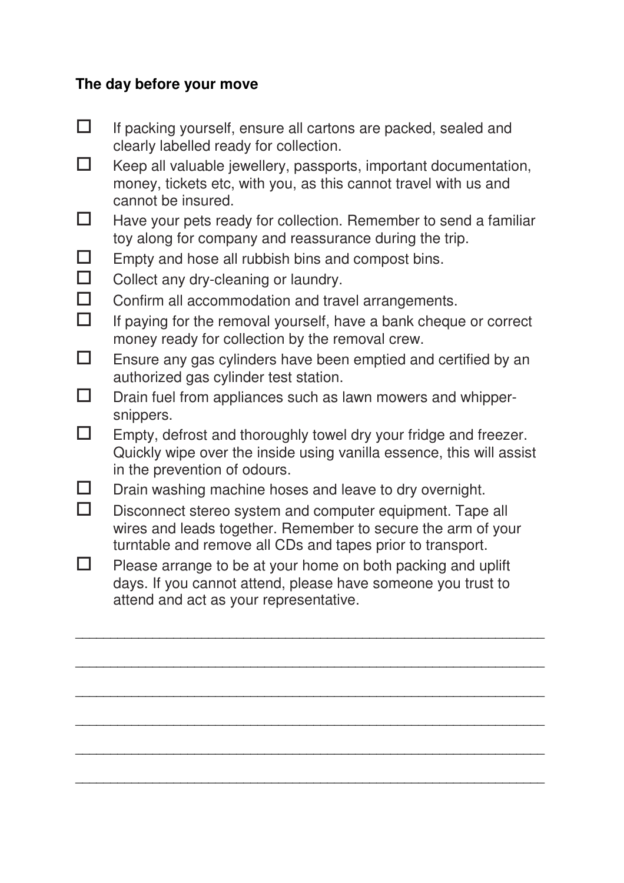**The day before your move**

- ☐ If packing yourself, ensure all cartons are packed, sealed and clearly labelled ready for collection.
- ☐ Keep all valuable jewellery, passports, important documentation, money, tickets etc, with you, as this cannot travel with us and cannot be insured.
- ☐ Have your pets ready for collection. Remember to send a familiar toy along for company and reassurance during the trip.
- ☐ Empty and hose all rubbish bins and compost bins.
- ☐ Collect any dry-cleaning or laundry.
- ☐ Confirm all accommodation and travel arrangements.
- ☐ If paying for the removal yourself, have a bank cheque or correct money ready for collection by the removal crew.
- ☐ Ensure any gas cylinders have been emptied and certified by an authorized gas cylinder test station.
- ☐ Drain fuel from appliances such as lawn mowers and whipper-snippers.
- ☐ Empty, defrost and thoroughly towel dry your fridge and freezer. Quickly wipe over the inside using vanilla essence, this will assist in the prevention of odours.
- ☐ Drain washing machine hoses and leave to dry overnight.
- ☐ Disconnect stereo system and computer equipment. Tape all wires and leads together. Remember to secure the arm of your turntable and remove all CDs and tapes prior to transport.
- ☐ Please arrange to be at your home on both packing and uplift days. If you cannot attend, please have someone you trust to attend and act as your representative.

\_\_\_\_\_\_\_\_\_\_\_\_\_\_\_\_\_\_\_\_\_\_\_\_\_\_\_\_\_\_\_\_\_\_\_\_\_\_\_\_\_\_\_\_\_\_\_\_\_\_\_\_\_\_\_\_

\_\_\_\_\_\_\_\_\_\_\_\_\_\_\_\_\_\_\_\_\_\_\_\_\_\_\_\_\_\_\_\_\_\_\_\_\_\_\_\_\_\_\_\_\_\_\_\_\_\_\_\_\_\_\_\_

\_\_\_\_\_\_\_\_\_\_\_\_\_\_\_\_\_\_\_\_\_\_\_\_\_\_\_\_\_\_\_\_\_\_\_\_\_\_\_\_\_\_\_\_\_\_\_\_\_\_\_\_\_\_\_\_

\_\_\_\_\_\_\_\_\_\_\_\_\_\_\_\_\_\_\_\_\_\_\_\_\_\_\_\_\_\_\_\_\_\_\_\_\_\_\_\_\_\_\_\_\_\_\_\_\_\_\_\_\_\_\_\_

\_\_\_\_\_\_\_\_\_\_\_\_\_\_\_\_\_\_\_\_\_\_\_\_\_\_\_\_\_\_\_\_\_\_\_\_\_\_\_\_\_\_\_\_\_\_\_\_\_\_\_\_\_\_\_\_

\_\_\_\_\_\_\_\_\_\_\_\_\_\_\_\_\_\_\_\_\_\_\_\_\_\_\_\_\_\_\_\_\_\_\_\_\_\_\_\_\_\_\_\_\_\_\_\_\_\_\_\_\_\_\_\_